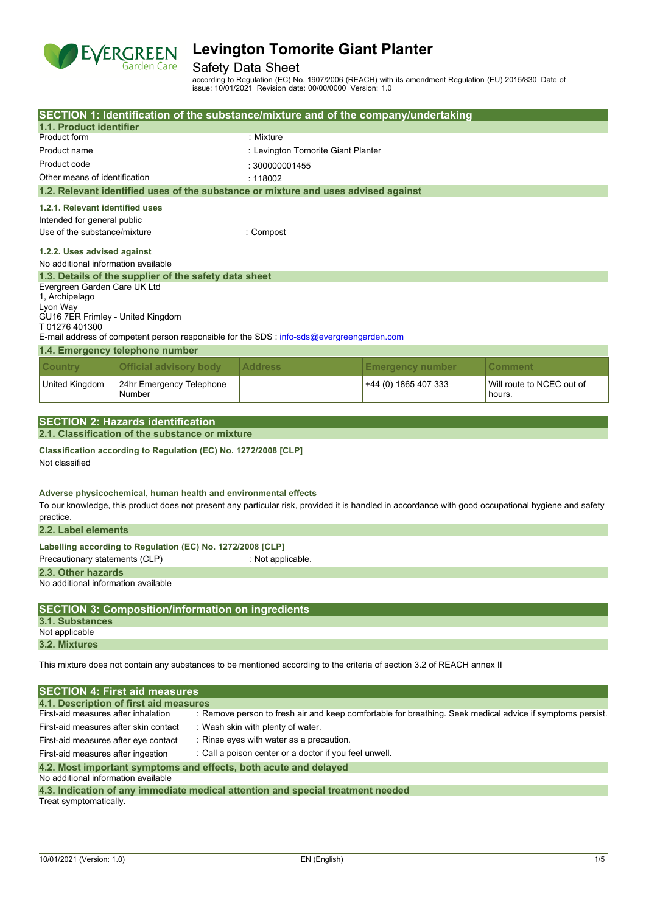# Levington Tomorite Giant Planter

## Safety Data Sheet

according to Regulation (EC) No. 1907/2006 (REACH) with its amendment Regulation (EU) 2015/830 Date of issue: 10/01/2021 Revision date: 00/00/0000 Version: 1.0

## SECTION 1: Identification of the substance/mixture and of the company/undertaking

### 1.1. Product identifier

Product form : Mixture

Product name : Levington Tomorite Giant Planter

Product code : 300000001455

Other means of identification : 118002

### 1.2. Relevant identified uses of the substance or mixture and uses advised against

**1.2.1. Relevant identified uses**

Intended for general public

Use of the substance/mixture : Compost

**1.2.2. Uses advised against**

No additional information available

### 1.3. Details of the supplier of the safety data sheet

Evergreen Garden Care UK Ltd
1, Archipelago
Lyon Way
GU16 7ER Frimley - United Kingdom
T 01276 401300

E-mail address of competent person responsible for the SDS : info-sds@evergreengarden.com

### 1.4. Emergency telephone number

| Country | Official advisory body | Address | Emergency number | Comment |
|---|---|---|---|---|
| United Kingdom | 24hr Emergency Telephone Number | | +44 (0) 1865 407 333 | Will route to NCEC out of hours. |

## SECTION 2: Hazards identification

### 2.1. Classification of the substance or mixture

**Classification according to Regulation (EC) No. 1272/2008 [CLP]**

Not classified

**Adverse physicochemical, human health and environmental effects**

To our knowledge, this product does not present any particular risk, provided it is handled in accordance with good occupational hygiene and safety practice.

### 2.2. Label elements

**Labelling according to Regulation (EC) No. 1272/2008 [CLP]**

Precautionary statements (CLP) : Not applicable.

### 2.3. Other hazards

No additional information available

## SECTION 3: Composition/information on ingredients

### 3.1. Substances

Not applicable

### 3.2. Mixtures

This mixture does not contain any substances to be mentioned according to the criteria of section 3.2 of REACH annex II

## SECTION 4: First aid measures

### 4.1. Description of first aid measures

First-aid measures after inhalation : Remove person to fresh air and keep comfortable for breathing. Seek medical advice if symptoms persist.

First-aid measures after skin contact : Wash skin with plenty of water.

First-aid measures after eye contact : Rinse eyes with water as a precaution.

First-aid measures after ingestion : Call a poison center or a doctor if you feel unwell.

### 4.2. Most important symptoms and effects, both acute and delayed

No additional information available

### 4.3. Indication of any immediate medical attention and special treatment needed

Treat symptomatically.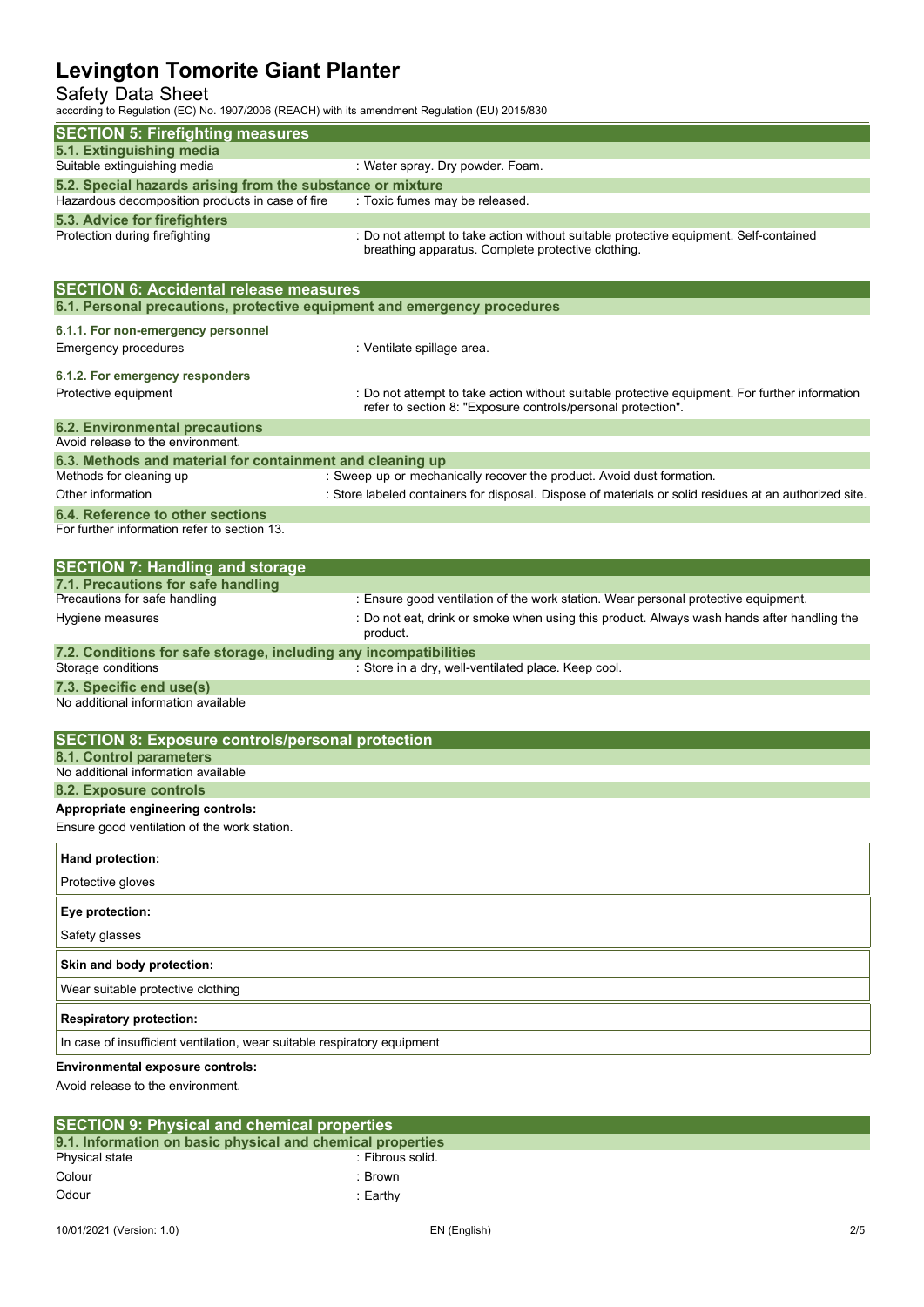## SECTION 5: Firefighting measures

### 5.1. Extinguishing media

Suitable extinguishing media : Water spray. Dry powder. Foam.

### 5.2. Special hazards arising from the substance or mixture

Hazardous decomposition products in case of fire : Toxic fumes may be released.

### 5.3. Advice for firefighters

Protection during firefighting : Do not attempt to take action without suitable protective equipment. Self-contained breathing apparatus. Complete protective clothing.

## SECTION 6: Accidental release measures

### 6.1. Personal precautions, protective equipment and emergency procedures

#### 6.1.1. For non-emergency personnel

Emergency procedures : Ventilate spillage area.

#### 6.1.2. For emergency responders

Protective equipment : Do not attempt to take action without suitable protective equipment. For further information refer to section 8: "Exposure controls/personal protection".

### 6.2. Environmental precautions

Avoid release to the environment.

### 6.3. Methods and material for containment and cleaning up

Methods for cleaning up : Sweep up or mechanically recover the product. Avoid dust formation.

Other information : Store labeled containers for disposal. Dispose of materials or solid residues at an authorized site.

### 6.4. Reference to other sections

For further information refer to section 13.

## SECTION 7: Handling and storage

### 7.1. Precautions for safe handling

Precautions for safe handling : Ensure good ventilation of the work station. Wear personal protective equipment.

Hygiene measures : Do not eat, drink or smoke when using this product. Always wash hands after handling the product.

### 7.2. Conditions for safe storage, including any incompatibilities

Storage conditions : Store in a dry, well-ventilated place. Keep cool.

### 7.3. Specific end use(s)

No additional information available

## SECTION 8: Exposure controls/personal protection

### 8.1. Control parameters

No additional information available

### 8.2. Exposure controls

**Appropriate engineering controls:**

Ensure good ventilation of the work station.

**Hand protection:**

Protective gloves

**Eye protection:**

Safety glasses

**Skin and body protection:**

Wear suitable protective clothing

**Respiratory protection:**

In case of insufficient ventilation, wear suitable respiratory equipment

**Environmental exposure controls:**

Avoid release to the environment.

## SECTION 9: Physical and chemical properties

### 9.1. Information on basic physical and chemical properties

Physical state : Fibrous solid.

Colour : Brown

Odour : Earthy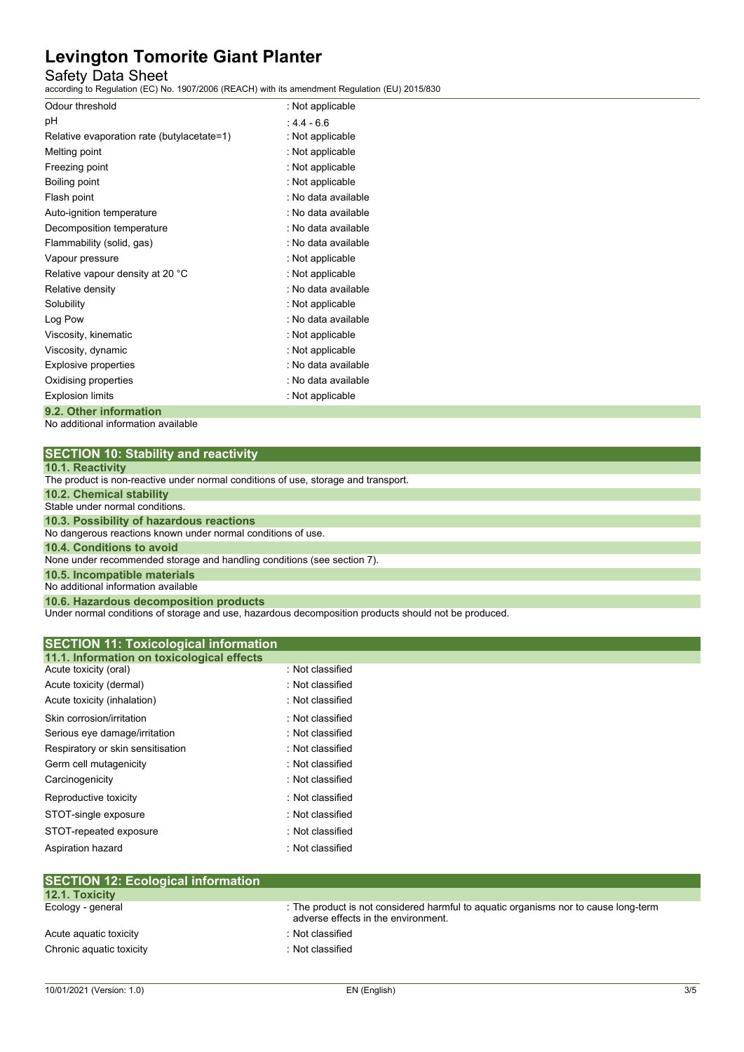| | |
|---|---|
| Odour threshold | : Not applicable |
| pH | : 4.4 - 6.6 |
| Relative evaporation rate (butylacetate=1) | : Not applicable |
| Melting point | : Not applicable |
| Freezing point | : Not applicable |
| Boiling point | : Not applicable |
| Flash point | : No data available |
| Auto-ignition temperature | : No data available |
| Decomposition temperature | : No data available |
| Flammability (solid, gas) | : No data available |
| Vapour pressure | : Not applicable |
| Relative vapour density at 20 °C | : Not applicable |
| Relative density | : No data available |
| Solubility | : Not applicable |
| Log Pow | : No data available |
| Viscosity, kinematic | : Not applicable |
| Viscosity, dynamic | : Not applicable |
| Explosive properties | : No data available |
| Oxidising properties | : No data available |
| Explosion limits | : Not applicable |

### 9.2. Other information

No additional information available

## SECTION 10: Stability and reactivity

### 10.1. Reactivity

The product is non-reactive under normal conditions of use, storage and transport.

### 10.2. Chemical stability

Stable under normal conditions.

### 10.3. Possibility of hazardous reactions

No dangerous reactions known under normal conditions of use.

### 10.4. Conditions to avoid

None under recommended storage and handling conditions (see section 7).

### 10.5. Incompatible materials

No additional information available

### 10.6. Hazardous decomposition products

Under normal conditions of storage and use, hazardous decomposition products should not be produced.

## SECTION 11: Toxicological information

### 11.1. Information on toxicological effects

| | |
|---|---|
| Acute toxicity (oral) | : Not classified |
| Acute toxicity (dermal) | : Not classified |
| Acute toxicity (inhalation) | : Not classified |
| Skin corrosion/irritation | : Not classified |
| Serious eye damage/irritation | : Not classified |
| Respiratory or skin sensitisation | : Not classified |
| Germ cell mutagenicity | : Not classified |
| Carcinogenicity | : Not classified |
| Reproductive toxicity | : Not classified |
| STOT-single exposure | : Not classified |
| STOT-repeated exposure | : Not classified |
| Aspiration hazard | : Not classified |

## SECTION 12: Ecological information

### 12.1. Toxicity

| | |
|---|---|
| Ecology - general | : The product is not considered harmful to aquatic organisms nor to cause long-term adverse effects in the environment. |
| Acute aquatic toxicity | : Not classified |
| Chronic aquatic toxicity | : Not classified |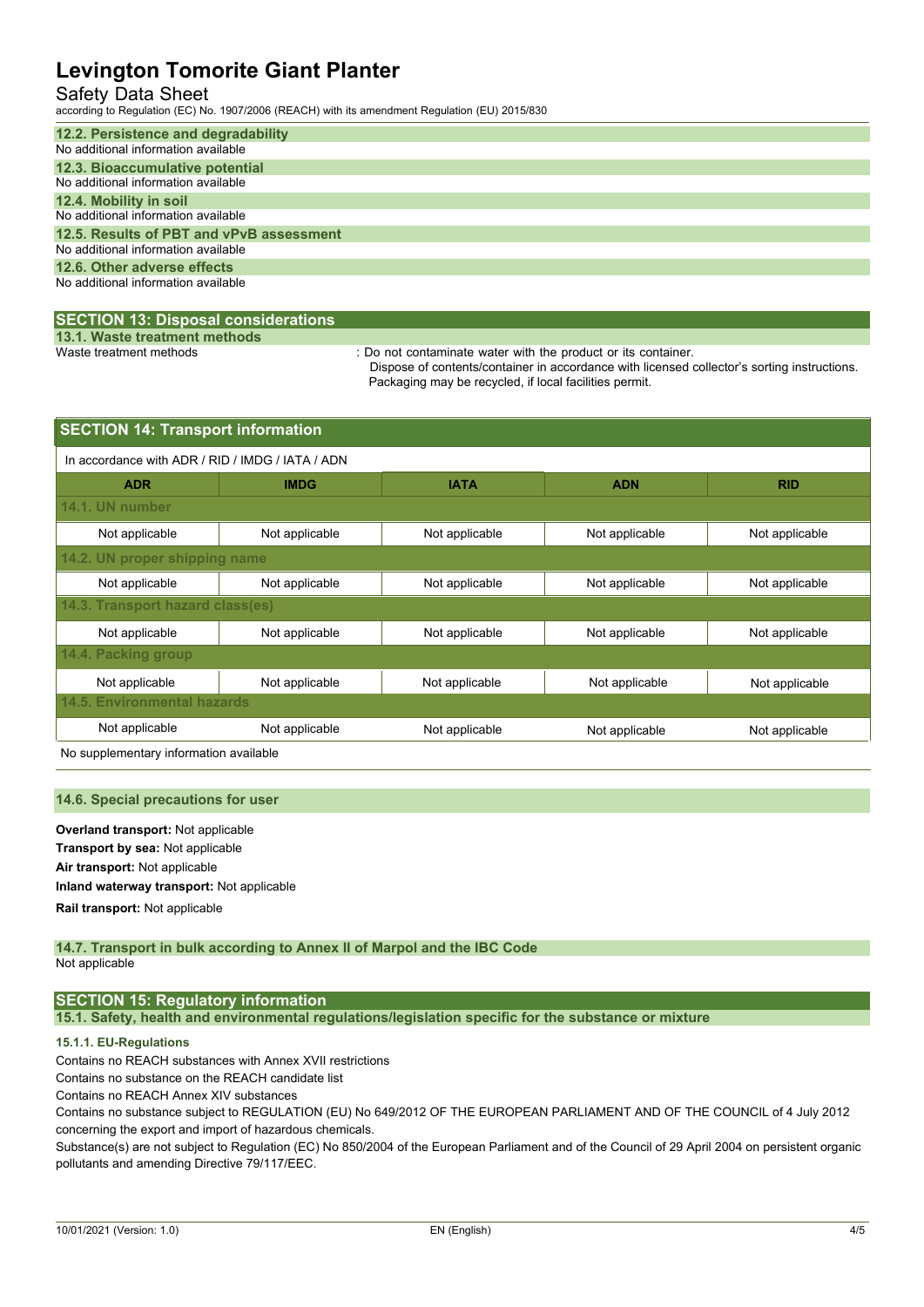### 12.2. Persistence and degradability

No additional information available

### 12.3. Bioaccumulative potential

No additional information available

### 12.4. Mobility in soil

No additional information available

### 12.5. Results of PBT and vPvB assessment

No additional information available

### 12.6. Other adverse effects

No additional information available

## SECTION 13: Disposal considerations

### 13.1. Waste treatment methods

Waste treatment methods : Do not contaminate water with the product or its container.
Dispose of contents/container in accordance with licensed collector's sorting instructions.
Packaging may be recycled, if local facilities permit.

## SECTION 14: Transport information

In accordance with ADR / RID / IMDG / IATA / ADN

| ADR | IMDG | IATA | ADN | RID |
|---|---|---|---|---|
| **14.1. UN number** | | | | |
| Not applicable | Not applicable | Not applicable | Not applicable | Not applicable |
| **14.2. UN proper shipping name** | | | | |
| Not applicable | Not applicable | Not applicable | Not applicable | Not applicable |
| **14.3. Transport hazard class(es)** | | | | |
| Not applicable | Not applicable | Not applicable | Not applicable | Not applicable |
| **14.4. Packing group** | | | | |
| Not applicable | Not applicable | Not applicable | Not applicable | Not applicable |
| **14.5. Environmental hazards** | | | | |
| Not applicable | Not applicable | Not applicable | Not applicable | Not applicable |

No supplementary information available

### 14.6. Special precautions for user

**Overland transport:** Not applicable

**Transport by sea:** Not applicable

**Air transport:** Not applicable

**Inland waterway transport:** Not applicable

**Rail transport:** Not applicable

### 14.7. Transport in bulk according to Annex II of Marpol and the IBC Code

Not applicable

## SECTION 15: Regulatory information

### 15.1. Safety, health and environmental regulations/legislation specific for the substance or mixture

#### 15.1.1. EU-Regulations

Contains no REACH substances with Annex XVII restrictions

Contains no substance on the REACH candidate list

Contains no REACH Annex XIV substances

Contains no substance subject to REGULATION (EU) No 649/2012 OF THE EUROPEAN PARLIAMENT AND OF THE COUNCIL of 4 July 2012 concerning the export and import of hazardous chemicals.

Substance(s) are not subject to Regulation (EC) No 850/2004 of the European Parliament and of the Council of 29 April 2004 on persistent organic pollutants and amending Directive 79/117/EEC.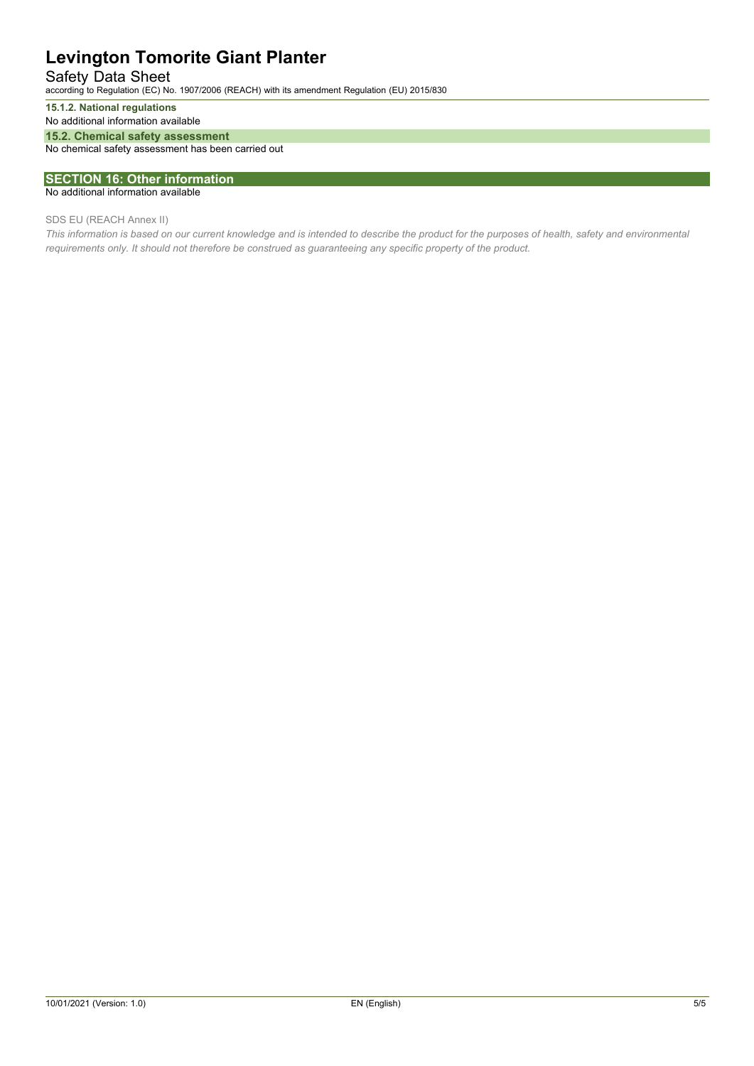#### 15.1.2. National regulations

No additional information available

### 15.2. Chemical safety assessment

No chemical safety assessment has been carried out

## SECTION 16: Other information

No additional information available

SDS EU (REACH Annex II)

*This information is based on our current knowledge and is intended to describe the product for the purposes of health, safety and environmental requirements only. It should not therefore be construed as guaranteeing any specific property of the product.*